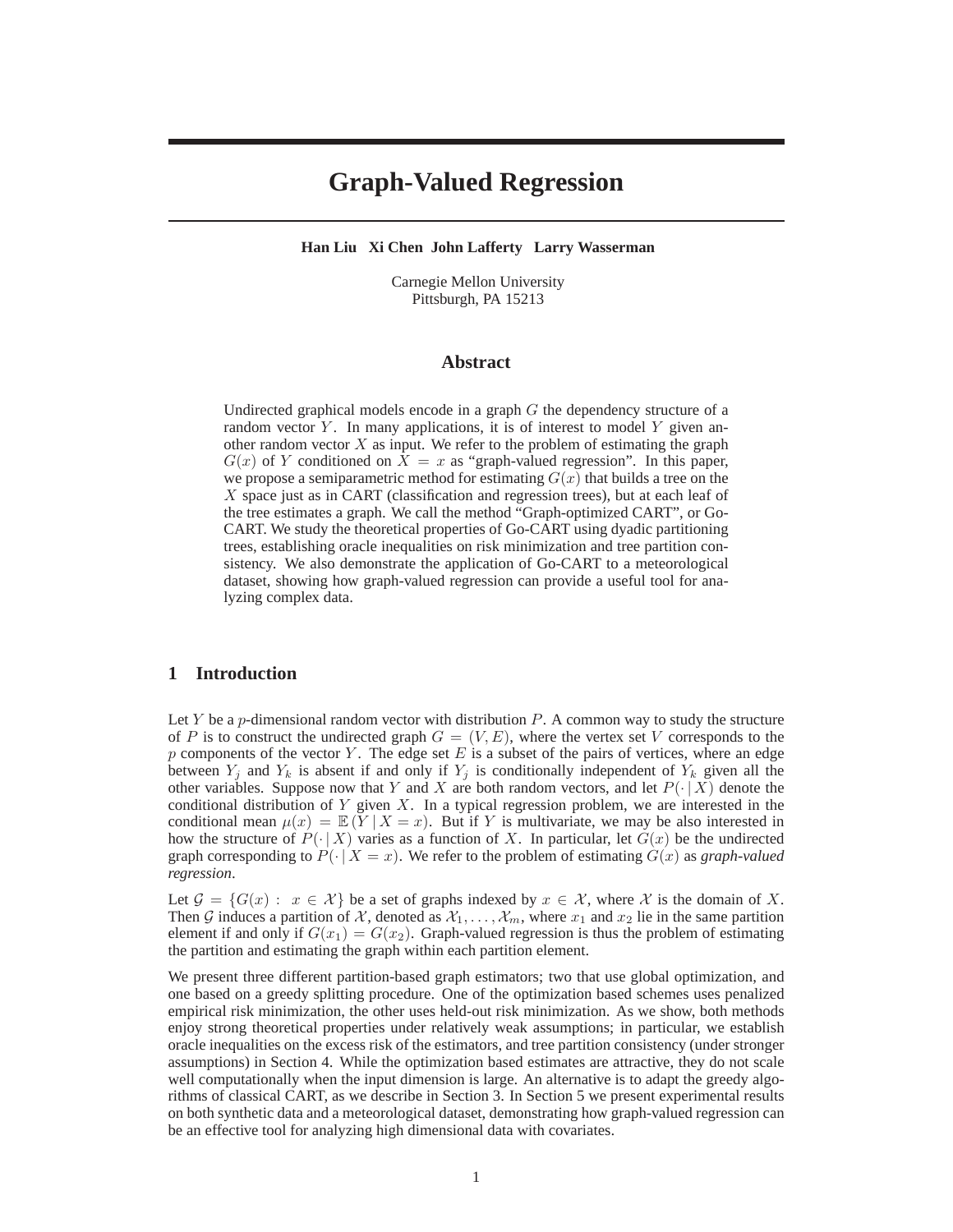# Graph-Valued Regression

**Han Liu Xi Chen John Lafferty Larry Wasserman**

Carnegie Mellon University
Pittsburgh, PA 15213

## Abstract

Undirected graphical models encode in a graph $G$ the dependency structure of a random vector $Y$. In many applications, it is of interest to model $Y$ given another random vector $X$ as input. We refer to the problem of estimating the graph $G(x)$ of $Y$ conditioned on $X = x$ as "graph-valued regression". In this paper, we propose a semiparametric method for estimating $G(x)$ that builds a tree on the $X$ space just as in CART (classification and regression trees), but at each leaf of the tree estimates a graph. We call the method "Graph-optimized CART", or Go-CART. We study the theoretical properties of Go-CART using dyadic partitioning trees, establishing oracle inequalities on risk minimization and tree partition consistency. We also demonstrate the application of Go-CART to a meteorological dataset, showing how graph-valued regression can provide a useful tool for analyzing complex data.

## 1 Introduction

Let $Y$ be a $p$-dimensional random vector with distribution $P$. A common way to study the structure of $P$ is to construct the undirected graph $G = (V, E)$, where the vertex set $V$ corresponds to the $p$ components of the vector $Y$. The edge set $E$ is a subset of the pairs of vertices, where an edge between $Y_j$ and $Y_k$ is absent if and only if $Y_j$ is conditionally independent of $Y_k$ given all the other variables. Suppose now that $Y$ and $X$ are both random vectors, and let $P(\cdot \mid X)$ denote the conditional distribution of $Y$ given $X$. In a typical regression problem, we are interested in the conditional mean $\mu(x) = \mathbb{E}(Y \mid X = x)$. But if $Y$ is multivariate, we may be also interested in how the structure of $P(\cdot \mid X)$ varies as a function of $X$. In particular, let $G(x)$ be the undirected graph corresponding to $P(\cdot \mid X = x)$. We refer to the problem of estimating $G(x)$ as ***graph-valued regression***.

Let $\mathcal{G} = \{G(x) : x \in \mathcal{X}\}$ be a set of graphs indexed by $x \in \mathcal{X}$, where $\mathcal{X}$ is the domain of $X$. Then $\mathcal{G}$ induces a partition of $\mathcal{X}$, denoted as $\mathcal{X}_1, \ldots, \mathcal{X}_m$, where $x_1$ and $x_2$ lie in the same partition element if and only if $G(x_1) = G(x_2)$. Graph-valued regression is thus the problem of estimating the partition and estimating the graph within each partition element.

We present three different partition-based graph estimators; two that use global optimization, and one based on a greedy splitting procedure. One of the optimization based schemes uses penalized empirical risk minimization, the other uses held-out risk minimization. As we show, both methods enjoy strong theoretical properties under relatively weak assumptions; in particular, we establish oracle inequalities on the excess risk of the estimators, and tree partition consistency (under stronger assumptions) in Section 4. While the optimization based estimates are attractive, they do not scale well computationally when the input dimension is large. An alternative is to adapt the greedy algorithms of classical CART, as we describe in Section 3. In Section 5 we present experimental results on both synthetic data and a meteorological dataset, demonstrating how graph-valued regression can be an effective tool for analyzing high dimensional data with covariates.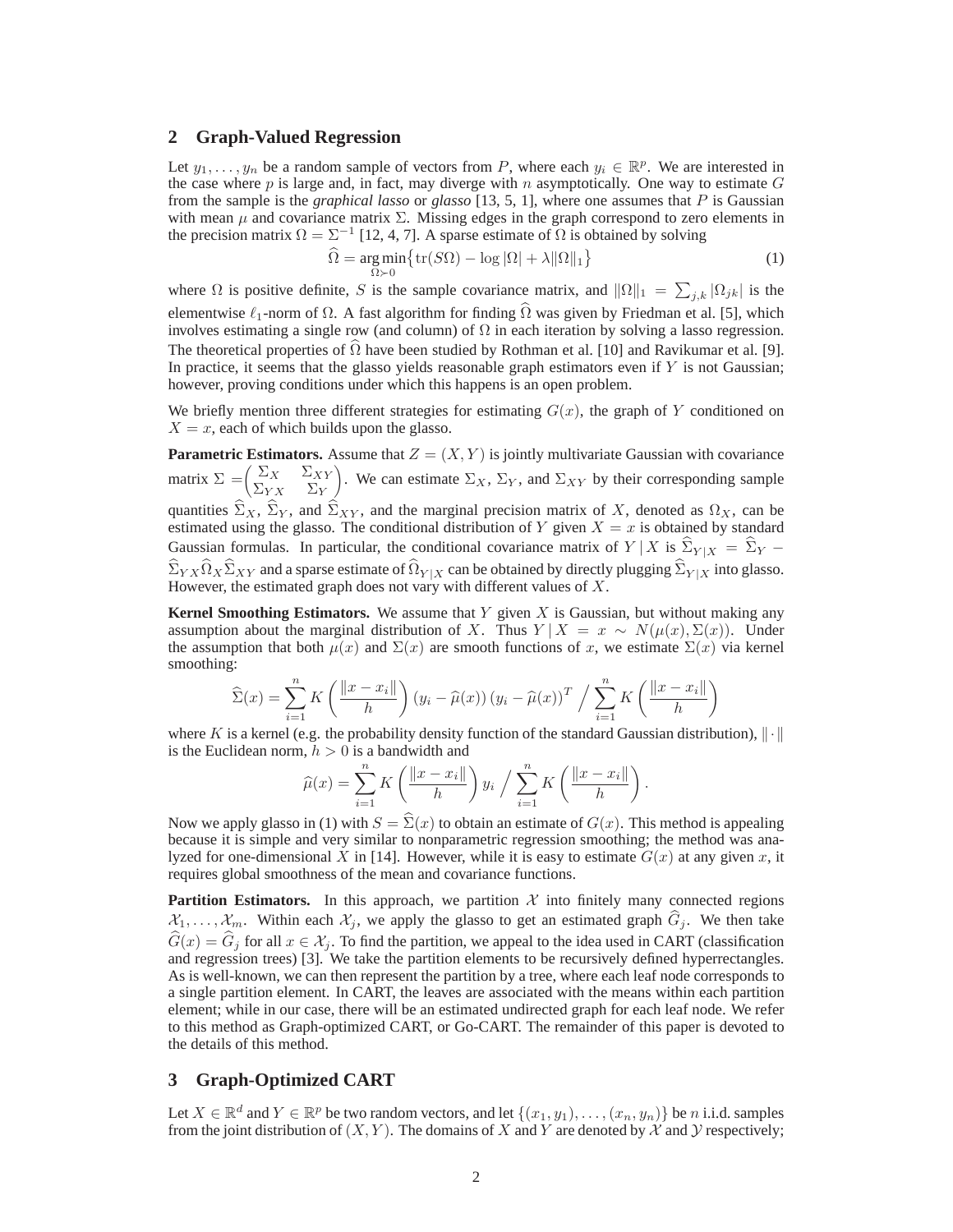## 2 Graph-Valued Regression

Let $y_1, \ldots, y_n$ be a random sample of vectors from $P$, where each $y_i \in \mathbb{R}^p$. We are interested in the case where $p$ is large and, in fact, may diverge with $n$ asymptotically. One way to estimate $G$ from the sample is the ***graphical lasso*** or ***glasso*** [13, 5, 1], where one assumes that $P$ is Gaussian with mean $\mu$ and covariance matrix $\Sigma$. Missing edges in the graph correspond to zero elements in the precision matrix $\Omega = \Sigma^{-1}$ [12, 4, 7]. A sparse estimate of $\Omega$ is obtained by solving

$$\widehat{\Omega} = \underset{\Omega \succ 0}{\arg\min} \big\{ \operatorname{tr}(S\Omega) - \log|\Omega| + \lambda \|\Omega\|_1 \big\} \tag{1}$$

where $\Omega$ is positive definite, $S$ is the sample covariance matrix, and $\|\Omega\|_1 = \sum_{j,k} |\Omega_{jk}|$ is the elementwise $\ell_1$-norm of $\Omega$. A fast algorithm for finding $\widehat{\Omega}$ was given by Friedman et al. [5], which involves estimating a single row (and column) of $\Omega$ in each iteration by solving a lasso regression. The theoretical properties of $\widehat{\Omega}$ have been studied by Rothman et al. [10] and Ravikumar et al. [9]. In practice, it seems that the glasso yields reasonable graph estimators even if $Y$ is not Gaussian; however, proving conditions under which this happens is an open problem.

We briefly mention three different strategies for estimating $G(x)$, the graph of $Y$ conditioned on $X = x$, each of which builds upon the glasso.

**Parametric Estimators.** Assume that $Z = (X, Y)$ is jointly multivariate Gaussian with covariance matrix $\Sigma = \begin{pmatrix} \Sigma_X & \Sigma_{XY} \\ \Sigma_{YX} & \Sigma_Y \end{pmatrix}$. We can estimate $\Sigma_X$, $\Sigma_Y$, and $\Sigma_{XY}$ by their corresponding sample quantities $\widehat{\Sigma}_X$, $\widehat{\Sigma}_Y$, and $\widehat{\Sigma}_{XY}$, and the marginal precision matrix of $X$, denoted as $\Omega_X$, can be estimated using the glasso. The conditional distribution of $Y$ given $X = x$ is obtained by standard Gaussian formulas. In particular, the conditional covariance matrix of $Y \,|\, X$ is $\widehat{\Sigma}_{Y|X} = \widehat{\Sigma}_Y - \widehat{\Sigma}_{YX}\widehat{\Omega}_X\widehat{\Sigma}_{XY}$ and a sparse estimate of $\widehat{\Omega}_{Y|X}$ can be obtained by directly plugging $\widehat{\Sigma}_{Y|X}$ into glasso. However, the estimated graph does not vary with different values of $X$.

**Kernel Smoothing Estimators.** We assume that $Y$ given $X$ is Gaussian, but without making any assumption about the marginal distribution of $X$. Thus $Y \,|\, X = x \sim N(\mu(x), \Sigma(x))$. Under the assumption that both $\mu(x)$ and $\Sigma(x)$ are smooth functions of $x$, we estimate $\Sigma(x)$ via kernel smoothing:

$$\widehat{\Sigma}(x) = \sum_{i=1}^{n} K\left(\frac{\|x - x_i\|}{h}\right)(y_i - \widehat{\mu}(x))(y_i - \widehat{\mu}(x))^T \Big/ \sum_{i=1}^{n} K\left(\frac{\|x - x_i\|}{h}\right)$$

where $K$ is a kernel (e.g. the probability density function of the standard Gaussian distribution), $\|\cdot\|$ is the Euclidean norm, $h > 0$ is a bandwidth and

$$\widehat{\mu}(x) = \sum_{i=1}^{n} K\left(\frac{\|x - x_i\|}{h}\right) y_i \Big/ \sum_{i=1}^{n} K\left(\frac{\|x - x_i\|}{h}\right).$$

Now we apply glasso in (1) with $S = \widehat{\Sigma}(x)$ to obtain an estimate of $G(x)$. This method is appealing because it is simple and very similar to nonparametric regression smoothing; the method was analyzed for one-dimensional $X$ in [14]. However, while it is easy to estimate $G(x)$ at any given $x$, it requires global smoothness of the mean and covariance functions.

**Partition Estimators.** In this approach, we partition $\mathcal{X}$ into finitely many connected regions $\mathcal{X}_1, \ldots, \mathcal{X}_m$. Within each $\mathcal{X}_j$, we apply the glasso to get an estimated graph $\widehat{G}_j$. We then take $\widehat{G}(x) = \widehat{G}_j$ for all $x \in \mathcal{X}_j$. To find the partition, we appeal to the idea used in CART (classification and regression trees) [3]. We take the partition elements to be recursively defined hyperrectangles. As is well-known, we can then represent the partition by a tree, where each leaf node corresponds to a single partition element. In CART, the leaves are associated with the means within each partition element; while in our case, there will be an estimated undirected graph for each leaf node. We refer to this method as Graph-optimized CART, or Go-CART. The remainder of this paper is devoted to the details of this method.

## 3 Graph-Optimized CART

Let $X \in \mathbb{R}^d$ and $Y \in \mathbb{R}^p$ be two random vectors, and let $\{(x_1, y_1), \ldots, (x_n, y_n)\}$ be $n$ i.i.d. samples from the joint distribution of $(X, Y)$. The domains of $X$ and $Y$ are denoted by $\mathcal{X}$ and $\mathcal{Y}$ respectively;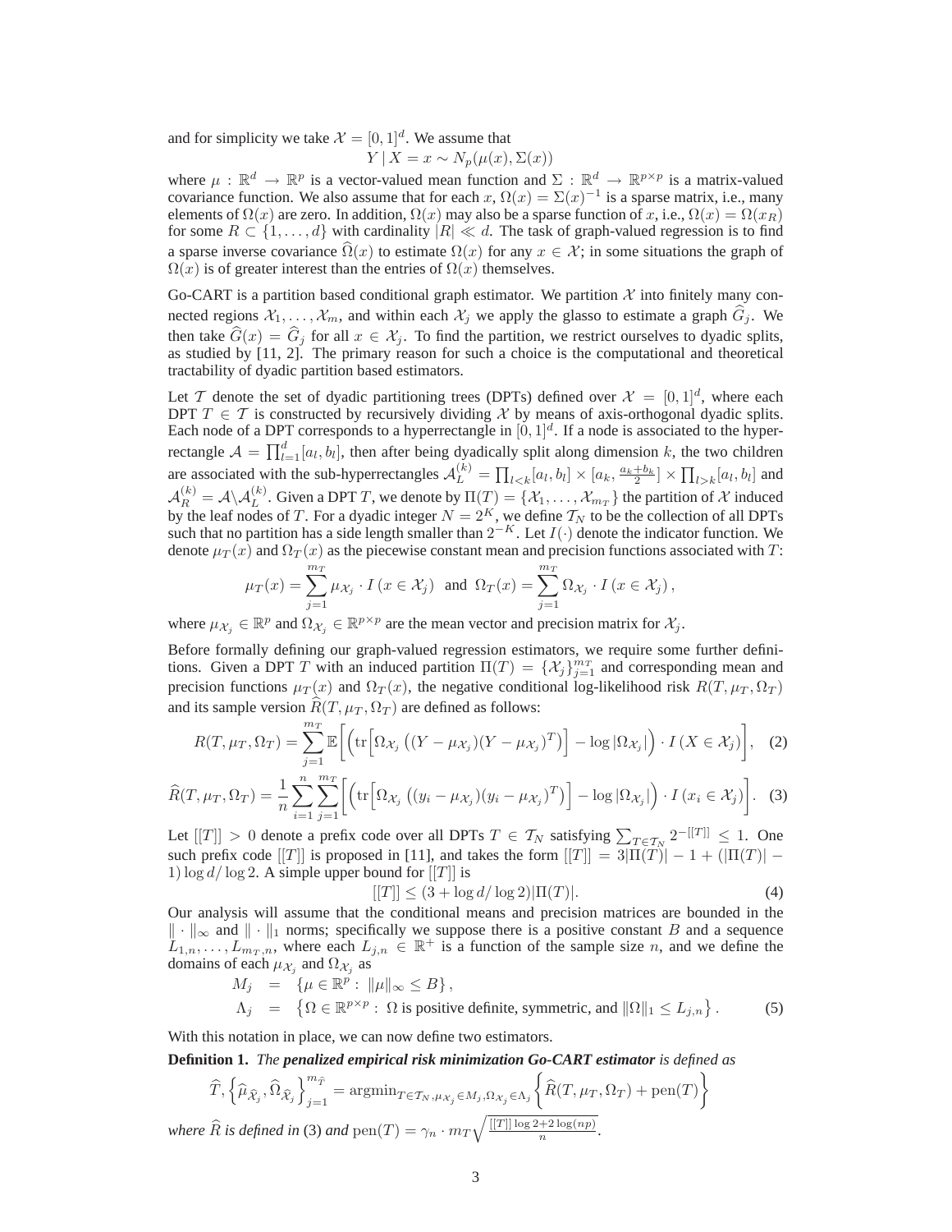and for simplicity we take $\mathcal{X} = [0,1]^d$. We assume that

$$Y \mid X = x \sim N_p(\mu(x), \Sigma(x))$$

where $\mu : \mathbb{R}^d \to \mathbb{R}^p$ is a vector-valued mean function and $\Sigma : \mathbb{R}^d \to \mathbb{R}^{p \times p}$ is a matrix-valued covariance function. We also assume that for each $x$, $\Omega(x) = \Sigma(x)^{-1}$ is a sparse matrix, i.e., many elements of $\Omega(x)$ are zero. In addition, $\Omega(x)$ may also be a sparse function of $x$, i.e., $\Omega(x) = \Omega(x_R)$ for some $R \subset \{1, \ldots, d\}$ with cardinality $|R| \ll d$. The task of graph-valued regression is to find a sparse inverse covariance $\widehat{\Omega}(x)$ to estimate $\Omega(x)$ for any $x \in \mathcal{X}$; in some situations the graph of $\Omega(x)$ is of greater interest than the entries of $\Omega(x)$ themselves.

Go-CART is a partition based conditional graph estimator. We partition $\mathcal{X}$ into finitely many connected regions $\mathcal{X}_1, \ldots, \mathcal{X}_m$, and within each $\mathcal{X}_j$ we apply the glasso to estimate a graph $\widehat{G}_j$. We then take $\widehat{G}(x) = \widehat{G}_j$ for all $x \in \mathcal{X}_j$. To find the partition, we restrict ourselves to dyadic splits, as studied by [11, 2]. The primary reason for such a choice is the computational and theoretical tractability of dyadic partition based estimators.

Let $\mathcal{T}$ denote the set of dyadic partitioning trees (DPTs) defined over $\mathcal{X} = [0,1]^d$, where each DPT $T \in \mathcal{T}$ is constructed by recursively dividing $\mathcal{X}$ by means of axis-orthogonal dyadic splits. Each node of a DPT corresponds to a hyperrectangle in $[0,1]^d$. If a node is associated to the hyperrectangle $\mathcal{A} = \prod_{l=1}^{d} [a_l, b_l]$, then after being dyadically split along dimension $k$, the two children are associated with the sub-hyperrectangles $\mathcal{A}_L^{(k)} = \prod_{l<k} [a_l, b_l] \times [a_k, \frac{a_k + b_k}{2}] \times \prod_{l>k} [a_l, b_l]$ and $\mathcal{A}_R^{(k)} = \mathcal{A} \backslash \mathcal{A}_L^{(k)}$. Given a DPT $T$, we denote by $\Pi(T) = \{\mathcal{X}_1, \ldots, \mathcal{X}_{m_T}\}$ the partition of $\mathcal{X}$ induced by the leaf nodes of $T$. For a dyadic integer $N = 2^K$, we define $\mathcal{T}_N$ to be the collection of all DPTs such that no partition has a side length smaller than $2^{-K}$. Let $I(\cdot)$ denote the indicator function. We denote $\mu_T(x)$ and $\Omega_T(x)$ as the piecewise constant mean and precision functions associated with $T$:

$$\mu_T(x) = \sum_{j=1}^{m_T} \mu_{\mathcal{X}_j} \cdot I\left(x \in \mathcal{X}_j\right) \quad \text{and} \quad \Omega_T(x) = \sum_{j=1}^{m_T} \Omega_{\mathcal{X}_j} \cdot I\left(x \in \mathcal{X}_j\right),$$

where $\mu_{\mathcal{X}_j} \in \mathbb{R}^p$ and $\Omega_{\mathcal{X}_j} \in \mathbb{R}^{p \times p}$ are the mean vector and precision matrix for $\mathcal{X}_j$.

Before formally defining our graph-valued regression estimators, we require some further definitions. Given a DPT $T$ with an induced partition $\Pi(T) = \{\mathcal{X}_j\}_{j=1}^{m_T}$ and corresponding mean and precision functions $\mu_T(x)$ and $\Omega_T(x)$, the negative conditional log-likelihood risk $R(T, \mu_T, \Omega_T)$ and its sample version $\widehat{R}(T, \mu_T, \Omega_T)$ are defined as follows:

$$R(T, \mu_T, \Omega_T) = \sum_{j=1}^{m_T} \mathbb{E}\left[\left(\mathrm{tr}\Big[\Omega_{\mathcal{X}_j}\left((Y - \mu_{\mathcal{X}_j})(Y - \mu_{\mathcal{X}_j})^T\right)\Big] - \log|\Omega_{\mathcal{X}_j}|\right) \cdot I\left(X \in \mathcal{X}_j\right)\right], \quad (2)$$

$$\widehat{R}(T, \mu_T, \Omega_T) = \frac{1}{n} \sum_{i=1}^{n} \sum_{j=1}^{m_T} \left[\left(\mathrm{tr}\Big[\Omega_{\mathcal{X}_j}\left((y_i - \mu_{\mathcal{X}_j})(y_i - \mu_{\mathcal{X}_j})^T\right)\Big] - \log|\Omega_{\mathcal{X}_j}|\right) \cdot I\left(x_i \in \mathcal{X}_j\right)\right]. \quad (3)$$

Let $[[T]] > 0$ denote a prefix code over all DPTs $T \in \mathcal{T}_N$ satisfying $\sum_{T \in \mathcal{T}_N} 2^{-[[T]]} \leq 1$. One such prefix code $[[T]]$ is proposed in [11], and takes the form $[[T]] = 3|\Pi(T)| - 1 + (|\Pi(T)| - 1)\log d / \log 2$. A simple upper bound for $[[T]]$ is

$$[[T]] \leq (3 + \log d / \log 2)|\Pi(T)|. \quad (4)$$

Our analysis will assume that the conditional means and precision matrices are bounded in the $\|\cdot\|_\infty$ and $\|\cdot\|_1$ norms; specifically we suppose there is a positive constant $B$ and a sequence $L_{1,n}, \ldots, L_{m_T,n}$, where each $L_{j,n} \in \mathbb{R}^+$ is a function of the sample size $n$, and we define the domains of each $\mu_{\mathcal{X}_j}$ and $\Omega_{\mathcal{X}_j}$ as

$$\begin{aligned} M_j &= \{\mu \in \mathbb{R}^p : \|\mu\|_\infty \leq B\}, \\ \Lambda_j &= \left\{\Omega \in \mathbb{R}^{p \times p} : \Omega \text{ is positive definite, symmetric, and } \|\Omega\|_1 \leq L_{j,n}\right\}. \end{aligned} \quad (5)$$

With this notation in place, we can now define two estimators.

**Definition 1.** *The* ***penalized empirical risk minimization Go-CART estimator*** *is defined as*

$$\widehat{T}, \left\{\widehat{\mu}_{\widehat{\mathcal{X}}_j}, \widehat{\Omega}_{\widehat{\mathcal{X}}_j}\right\}_{j=1}^{m_{\widehat{T}}} = \mathrm{argmin}_{T \in \mathcal{T}_N, \mu_{\mathcal{X}_j} \in M_j, \Omega_{\mathcal{X}_j} \in \Lambda_j} \left\{\widehat{R}(T, \mu_T, \Omega_T) + \mathrm{pen}(T)\right\}$$

*where $\widehat{R}$ is defined in* (3) *and* $\mathrm{pen}(T) = \gamma_n \cdot m_T \sqrt{\frac{[[T]]\log 2 + 2\log(np)}{n}}$.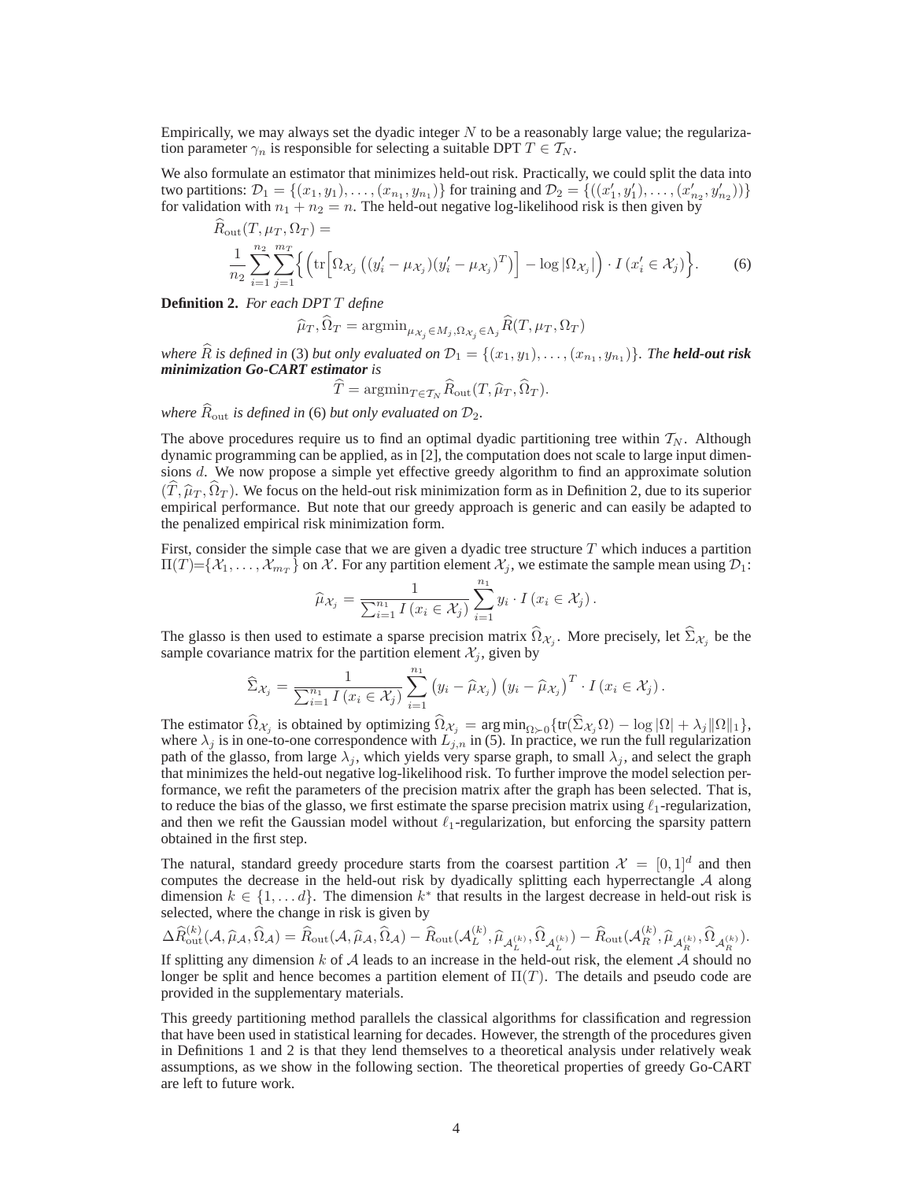Empirically, we may always set the dyadic integer $N$ to be a reasonably large value; the regularization parameter $\gamma_n$ is responsible for selecting a suitable DPT $T \in \mathcal{T}_N$.

We also formulate an estimator that minimizes held-out risk. Practically, we could split the data into two partitions: $\mathcal{D}_1 = \{(x_1, y_1), \ldots, (x_{n_1}, y_{n_1})\}$ for training and $\mathcal{D}_2 = \{((x'_1, y'_1), \ldots, (x'_{n_2}, y'_{n_2}))\}$ for validation with $n_1 + n_2 = n$. The held-out negative log-likelihood risk is then given by

$$\widehat{R}_{\text{out}}(T, \mu_T, \Omega_T) = \frac{1}{n_2} \sum_{i=1}^{n_2} \sum_{j=1}^{m_T} \Big\{ \Big( \text{tr}\Big[ \Omega_{\mathcal{X}_j} \left( (y'_i - \mu_{\mathcal{X}_j})(y'_i - \mu_{\mathcal{X}_j})^T \right) \Big] - \log |\Omega_{\mathcal{X}_j}| \Big) \cdot I\left(x'_i \in \mathcal{X}_j\right) \Big\}. \qquad (6)$$

**Definition 2.** *For each DPT $T$ define*

$$\widehat{\mu}_T, \widehat{\Omega}_T = \text{argmin}_{\mu_{\mathcal{X}_j} \in M_j, \Omega_{\mathcal{X}_j} \in \Lambda_j} \widehat{R}(T, \mu_T, \Omega_T)$$

*where $\widehat{R}$ is defined in* (3) *but only evaluated on $\mathcal{D}_1 = \{(x_1, y_1), \ldots, (x_{n_1}, y_{n_1})\}$. The **held-out risk minimization Go-CART estimator** is*

$$\widehat{T} = \text{argmin}_{T \in \mathcal{T}_N} \widehat{R}_{\text{out}}(T, \widehat{\mu}_T, \widehat{\Omega}_T).$$

*where $\widehat{R}_{\text{out}}$ is defined in* (6) *but only evaluated on $\mathcal{D}_2$.*

The above procedures require us to find an optimal dyadic partitioning tree within $\mathcal{T}_N$. Although dynamic programming can be applied, as in [2], the computation does not scale to large input dimensions $d$. We now propose a simple yet effective greedy algorithm to find an approximate solution $(\widehat{T}, \widehat{\mu}_T, \widehat{\Omega}_T)$. We focus on the held-out risk minimization form as in Definition 2, due to its superior empirical performance. But note that our greedy approach is generic and can easily be adapted to the penalized empirical risk minimization form.

First, consider the simple case that we are given a dyadic tree structure $T$ which induces a partition $\Pi(T)=\{\mathcal{X}_1, \ldots, \mathcal{X}_{m_T}\}$ on $\mathcal{X}$. For any partition element $\mathcal{X}_j$, we estimate the sample mean using $\mathcal{D}_1$:

$$\widehat{\mu}_{\mathcal{X}_j} = \frac{1}{\sum_{i=1}^{n_1} I\left(x_i \in \mathcal{X}_j\right)} \sum_{i=1}^{n_1} y_i \cdot I\left(x_i \in \mathcal{X}_j\right).$$

The glasso is then used to estimate a sparse precision matrix $\widehat{\Omega}_{\mathcal{X}_j}$. More precisely, let $\widehat{\Sigma}_{\mathcal{X}_j}$ be the sample covariance matrix for the partition element $\mathcal{X}_j$, given by

$$\widehat{\Sigma}_{\mathcal{X}_j} = \frac{1}{\sum_{i=1}^{n_1} I\left(x_i \in \mathcal{X}_j\right)} \sum_{i=1}^{n_1} \left(y_i - \widehat{\mu}_{\mathcal{X}_j}\right) \left(y_i - \widehat{\mu}_{\mathcal{X}_j}\right)^T \cdot I\left(x_i \in \mathcal{X}_j\right).$$

The estimator $\widehat{\Omega}_{\mathcal{X}_j}$ is obtained by optimizing $\widehat{\Omega}_{\mathcal{X}_j} = \arg\min_{\Omega \succ 0} \{\text{tr}(\widehat{\Sigma}_{\mathcal{X}_j} \Omega) - \log|\Omega| + \lambda_j \|\Omega\|_1\}$, where $\lambda_j$ is in one-to-one correspondence with $L_{j,n}$ in (5). In practice, we run the full regularization path of the glasso, from large $\lambda_j$, which yields very sparse graph, to small $\lambda_j$, and select the graph that minimizes the held-out negative log-likelihood risk. To further improve the model selection performance, we refit the parameters of the precision matrix after the graph has been selected. That is, to reduce the bias of the glasso, we first estimate the sparse precision matrix using $\ell_1$-regularization, and then we refit the Gaussian model without $\ell_1$-regularization, but enforcing the sparsity pattern obtained in the first step.

The natural, standard greedy procedure starts from the coarsest partition $\mathcal{X} = [0, 1]^d$ and then computes the decrease in the held-out risk by dyadically splitting each hyperrectangle $\mathcal{A}$ along dimension $k \in \{1, \ldots d\}$. The dimension $k^*$ that results in the largest decrease in held-out risk is selected, where the change in risk is given by

$$\Delta \widehat{R}^{(k)}_{\text{out}}(\mathcal{A}, \widehat{\mu}_{\mathcal{A}}, \widehat{\Omega}_{\mathcal{A}}) = \widehat{R}_{\text{out}}(\mathcal{A}, \widehat{\mu}_{\mathcal{A}}, \widehat{\Omega}_{\mathcal{A}}) - \widehat{R}_{\text{out}}(\mathcal{A}^{(k)}_L, \widehat{\mu}_{\mathcal{A}^{(k)}_L}, \widehat{\Omega}_{\mathcal{A}^{(k)}_L}) - \widehat{R}_{\text{out}}(\mathcal{A}^{(k)}_R, \widehat{\mu}_{\mathcal{A}^{(k)}_R}, \widehat{\Omega}_{\mathcal{A}^{(k)}_R}).$$

If splitting any dimension $k$ of $\mathcal{A}$ leads to an increase in the held-out risk, the element $\mathcal{A}$ should no longer be split and hence becomes a partition element of $\Pi(T)$. The details and pseudo code are provided in the supplementary materials.

This greedy partitioning method parallels the classical algorithms for classification and regression that have been used in statistical learning for decades. However, the strength of the procedures given in Definitions 1 and 2 is that they lend themselves to a theoretical analysis under relatively weak assumptions, as we show in the following section. The theoretical properties of greedy Go-CART are left to future work.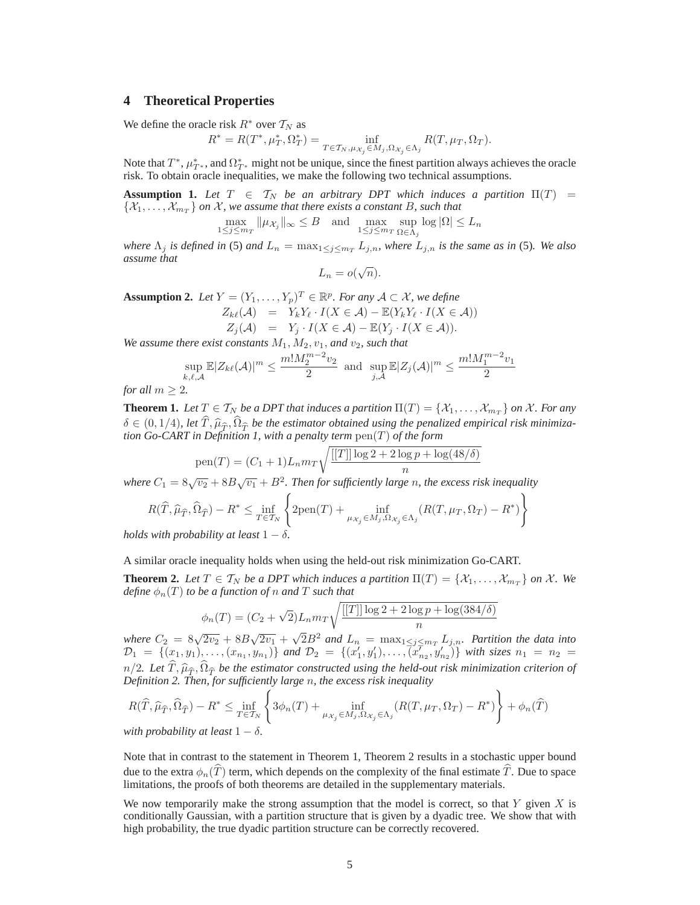## 4 Theoretical Properties

We define the oracle risk $R^*$ over $\mathcal{T}_N$ as

$$R^* = R(T^*, \mu_T^*, \Omega_T^*) = \inf_{T \in \mathcal{T}_N, \mu_{\mathcal{X}_j} \in M_j, \Omega_{\mathcal{X}_j} \in \Lambda_j} R(T, \mu_T, \Omega_T).$$

Note that $T^*$, $\mu_{T^*}^*$, and $\Omega_{T^*}^*$ might not be unique, since the finest partition always achieves the oracle risk. To obtain oracle inequalities, we make the following two technical assumptions.

**Assumption 1.** *Let $T \in \mathcal{T}_N$ be an arbitrary DPT which induces a partition $\Pi(T) = \{\mathcal{X}_1, \ldots, \mathcal{X}_{m_T}\}$ on $\mathcal{X}$, we assume that there exists a constant $B$, such that*

$$\max_{1 \le j \le m_T} \|\mu_{\mathcal{X}_j}\|_\infty \le B \quad \text{and} \quad \max_{1 \le j \le m_T} \sup_{\Omega \in \Lambda_j} \log |\Omega| \le L_n$$

*where $\Lambda_j$ is defined in* (5) *and $L_n = \max_{1 \le j \le m_T} L_{j,n}$, where $L_{j,n}$ is the same as in* (5)*. We also assume that*

$$L_n = o(\sqrt{n}).$$

**Assumption 2.** *Let $Y = (Y_1, \ldots, Y_p)^T \in \mathbb{R}^p$. For any $\mathcal{A} \subset \mathcal{X}$, we define*

$$\begin{aligned} Z_{k\ell}(\mathcal{A}) &= Y_k Y_\ell \cdot I(X \in \mathcal{A}) - \mathbb{E}(Y_k Y_\ell \cdot I(X \in \mathcal{A})) \\ Z_j(\mathcal{A}) &= Y_j \cdot I(X \in \mathcal{A}) - \mathbb{E}(Y_j \cdot I(X \in \mathcal{A})). \end{aligned}$$

*We assume there exist constants $M_1, M_2, v_1$, and $v_2$, such that*

$$\sup_{k,\ell,\mathcal{A}} \mathbb{E}|Z_{k\ell}(\mathcal{A})|^m \le \frac{m! M_2^{m-2} v_2}{2} \quad \text{and} \quad \sup_{j,\mathcal{A}} \mathbb{E}|Z_j(\mathcal{A})|^m \le \frac{m! M_1^{m-2} v_1}{2}$$

*for all $m \ge 2$.*

**Theorem 1.** *Let $T \in \mathcal{T}_N$ be a DPT that induces a partition $\Pi(T) = \{\mathcal{X}_1, \ldots, \mathcal{X}_{m_T}\}$ on $\mathcal{X}$. For any $\delta \in (0, 1/4)$, let $\widehat{T}, \widehat{\mu}_{\widehat{T}}, \widehat{\Omega}_{\widehat{T}}$ be the estimator obtained using the penalized empirical risk minimization Go-CART in Definition 1, with a penalty term $\text{pen}(T)$ of the form*

$$\text{pen}(T) = (C_1 + 1) L_n m_T \sqrt{\frac{[[T]] \log 2 + 2 \log p + \log(48/\delta)}{n}}$$

*where $C_1 = 8\sqrt{v_2} + 8B\sqrt{v_1} + B^2$. Then for sufficiently large $n$, the excess risk inequality*

$$R(\widehat{T}, \widehat{\mu}_{\widehat{T}}, \widehat{\Omega}_{\widehat{T}}) - R^* \le \inf_{T \in \mathcal{T}_N} \left\{ 2\text{pen}(T) + \inf_{\mu_{\mathcal{X}_j} \in M_j, \Omega_{\mathcal{X}_j} \in \Lambda_j} (R(T, \mu_T, \Omega_T) - R^*) \right\}$$

*holds with probability at least $1 - \delta$.*

A similar oracle inequality holds when using the held-out risk minimization Go-CART.

**Theorem 2.** *Let $T \in \mathcal{T}_N$ be a DPT which induces a partition $\Pi(T) = \{\mathcal{X}_1, \ldots, \mathcal{X}_{m_T}\}$ on $\mathcal{X}$. We define $\phi_n(T)$ to be a function of $n$ and $T$ such that*

$$\phi_n(T) = (C_2 + \sqrt{2}) L_n m_T \sqrt{\frac{[[T]] \log 2 + 2 \log p + \log(384/\delta)}{n}}$$

*where $C_2 = 8\sqrt{2v_2} + 8B\sqrt{2v_1} + \sqrt{2}B^2$ and $L_n = \max_{1 \le j \le m_T} L_{j,n}$. Partition the data into $\mathcal{D}_1 = \{(x_1, y_1), \ldots, (x_{n_1}, y_{n_1})\}$ and $\mathcal{D}_2 = \{(x'_1, y'_1), \ldots, (x'_{n_2}, y'_{n_2})\}$ with sizes $n_1 = n_2 = n/2$. Let $\widehat{T}, \widehat{\mu}_{\widehat{T}}, \widehat{\Omega}_{\widehat{T}}$ be the estimator constructed using the held-out risk minimization criterion of Definition 2. Then, for sufficiently large $n$, the excess risk inequality*

$$R(\widehat{T}, \widehat{\mu}_{\widehat{T}}, \widehat{\Omega}_{\widehat{T}}) - R^* \le \inf_{T \in \mathcal{T}_N} \left\{ 3\phi_n(T) + \inf_{\mu_{\mathcal{X}_j} \in M_j, \Omega_{\mathcal{X}_j} \in \Lambda_j} (R(T, \mu_T, \Omega_T) - R^*) \right\} + \phi_n(\widehat{T})$$

*with probability at least $1 - \delta$.*

Note that in contrast to the statement in Theorem 1, Theorem 2 results in a stochastic upper bound due to the extra $\phi_n(\widehat{T})$ term, which depends on the complexity of the final estimate $\widehat{T}$. Due to space limitations, the proofs of both theorems are detailed in the supplementary materials.

We now temporarily make the strong assumption that the model is correct, so that $Y$ given $X$ is conditionally Gaussian, with a partition structure that is given by a dyadic tree. We show that with high probability, the true dyadic partition structure can be correctly recovered.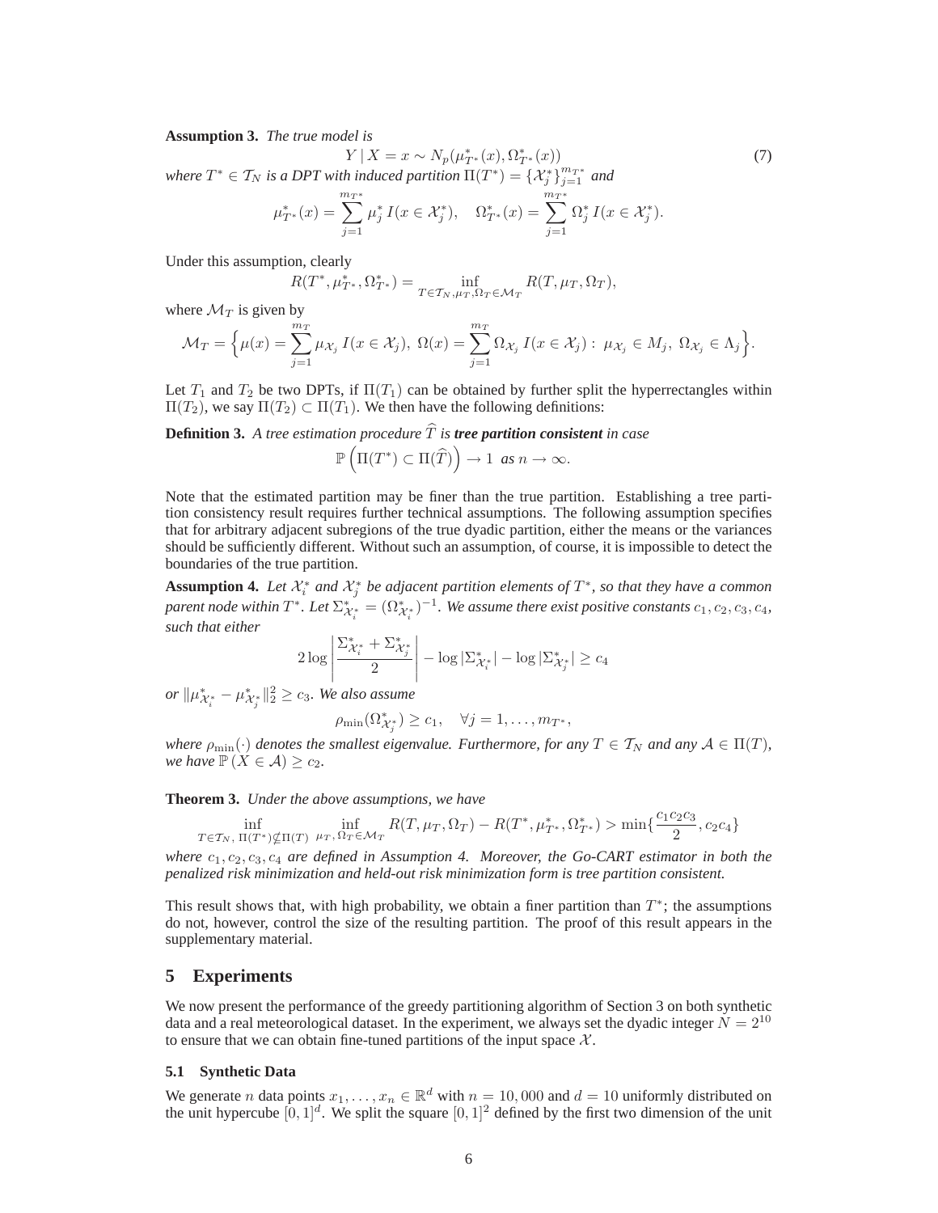**Assumption 3.** *The true model is*

$$Y \mid X = x \sim N_p(\mu^*_{T^*}(x), \Omega^*_{T^*}(x)) \tag{7}$$

*where $T^* \in \mathcal{T}_N$ is a DPT with induced partition $\Pi(T^*) = \{\mathcal{X}^*_j\}_{j=1}^{m_{T^*}}$ and*

$$\mu^*_{T^*}(x) = \sum_{j=1}^{m_{T^*}} \mu^*_j \, I(x \in \mathcal{X}^*_j), \quad \Omega^*_{T^*}(x) = \sum_{j=1}^{m_{T^*}} \Omega^*_j \, I(x \in \mathcal{X}^*_j).$$

Under this assumption, clearly

$$R(T^*, \mu^*_{T^*}, \Omega^*_{T^*}) = \inf_{T \in \mathcal{T}_N, \mu_T, \Omega_T \in \mathcal{M}_T} R(T, \mu_T, \Omega_T),$$

where $\mathcal{M}_T$ is given by

$$\mathcal{M}_T = \Big\{ \mu(x) = \sum_{j=1}^{m_T} \mu_{\mathcal{X}_j} \, I(x \in \mathcal{X}_j), \; \Omega(x) = \sum_{j=1}^{m_T} \Omega_{\mathcal{X}_j} \, I(x \in \mathcal{X}_j) : \; \mu_{\mathcal{X}_j} \in M_j, \; \Omega_{\mathcal{X}_j} \in \Lambda_j \Big\}.$$

Let $T_1$ and $T_2$ be two DPTs, if $\Pi(T_1)$ can be obtained by further split the hyperrectangles within $\Pi(T_2)$, we say $\Pi(T_2) \subset \Pi(T_1)$. We then have the following definitions:

**Definition 3.** *A tree estimation procedure $\widehat{T}$ is **tree partition consistent** in case*

$$\mathbb{P}\left(\Pi(T^*) \subset \Pi(\widehat{T})\right) \to 1 \;\; \text{as } n \to \infty.$$

Note that the estimated partition may be finer than the true partition. Establishing a tree partition consistency result requires further technical assumptions. The following assumption specifies that for arbitrary adjacent subregions of the true dyadic partition, either the means or the variances should be sufficiently different. Without such an assumption, of course, it is impossible to detect the boundaries of the true partition.

**Assumption 4.** *Let $\mathcal{X}^*_i$ and $\mathcal{X}^*_j$ be adjacent partition elements of $T^*$, so that they have a common parent node within $T^*$. Let $\Sigma^*_{\mathcal{X}^*_i} = (\Omega^*_{\mathcal{X}^*_i})^{-1}$. We assume there exist positive constants $c_1, c_2, c_3, c_4$, such that either*

$$2 \log \left| \frac{\Sigma^*_{\mathcal{X}^*_i} + \Sigma^*_{\mathcal{X}^*_j}}{2} \right| - \log |\Sigma^*_{\mathcal{X}^*_i}| - \log |\Sigma^*_{\mathcal{X}^*_j}| \geq c_4$$

*or $\|\mu^*_{\mathcal{X}^*_i} - \mu^*_{\mathcal{X}^*_j}\|_2^2 \geq c_3$. We also assume*

$$\rho_{\min}(\Omega^*_{\mathcal{X}^*_j}) \geq c_1, \quad \forall j = 1, \ldots, m_{T^*},$$

*where $\rho_{\min}(\cdot)$ denotes the smallest eigenvalue. Furthermore, for any $T \in \mathcal{T}_N$ and any $\mathcal{A} \in \Pi(T)$, we have $\mathbb{P}(X \in \mathcal{A}) \geq c_2$.*

**Theorem 3.** *Under the above assumptions, we have*

$$\inf_{T \in \mathcal{T}_N, \, \Pi(T^*) \not\subseteq \Pi(T)} \; \inf_{\mu_T, \, \Omega_T \in \mathcal{M}_T} R(T, \mu_T, \Omega_T) - R(T^*, \mu^*_{T^*}, \Omega^*_{T^*}) > \min\{\frac{c_1 c_2 c_3}{2}, c_2 c_4\}$$

*where $c_1, c_2, c_3, c_4$ are defined in Assumption 4. Moreover, the Go-CART estimator in both the penalized risk minimization and held-out risk minimization form is tree partition consistent.*

This result shows that, with high probability, we obtain a finer partition than $T^*$; the assumptions do not, however, control the size of the resulting partition. The proof of this result appears in the supplementary material.

## 5 Experiments

We now present the performance of the greedy partitioning algorithm of Section 3 on both synthetic data and a real meteorological dataset. In the experiment, we always set the dyadic integer $N = 2^{10}$ to ensure that we can obtain fine-tuned partitions of the input space $\mathcal{X}$.

### 5.1 Synthetic Data

We generate $n$ data points $x_1, \ldots, x_n \in \mathbb{R}^d$ with $n = 10,000$ and $d = 10$ uniformly distributed on the unit hypercube $[0, 1]^d$. We split the square $[0, 1]^2$ defined by the first two dimension of the unit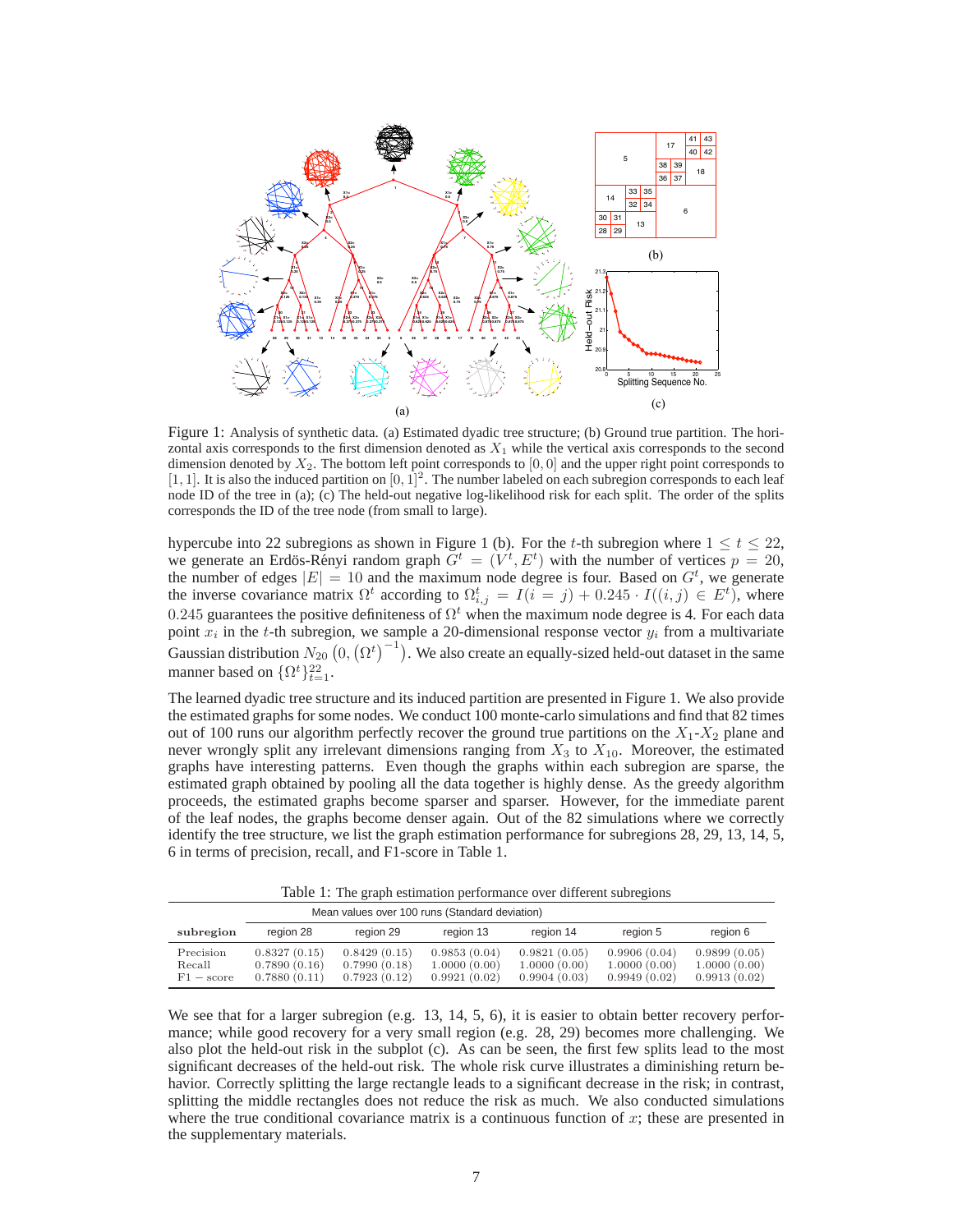Figure 1: Analysis of synthetic data. (a) Estimated dyadic tree structure; (b) Ground true partition. The horizontal axis corresponds to the first dimension denoted as $X_1$ while the vertical axis corresponds to the second dimension denoted by $X_2$. The bottom left point corresponds to $[0, 0]$ and the upper right point corresponds to $[1, 1]$. It is also the induced partition on $[0, 1]^2$. The number labeled on each subregion corresponds to each leaf node ID of the tree in (a); (c) The held-out negative log-likelihood risk for each split. The order of the splits corresponds the ID of the tree node (from small to large).

hypercube into 22 subregions as shown in Figure 1 (b). For the $t$-th subregion where $1 \leq t \leq 22$, we generate an Erdös-Rényi random graph $G^t = (V^t, E^t)$ with the number of vertices $p = 20$, the number of edges $|E| = 10$ and the maximum node degree is four. Based on $G^t$, we generate the inverse covariance matrix $\Omega^t$ according to $\Omega^t_{i,j} = I(i = j) + 0.245 \cdot I((i, j) \in E^t)$, where 0.245 guarantees the positive definiteness of $\Omega^t$ when the maximum node degree is 4. For each data point $x_i$ in the $t$-th subregion, we sample a 20-dimensional response vector $y_i$ from a multivariate Gaussian distribution $N_{20}\left(0, \left(\Omega^t\right)^{-1}\right)$. We also create an equally-sized held-out dataset in the same manner based on $\{\Omega^t\}_{t=1}^{22}$.

The learned dyadic tree structure and its induced partition are presented in Figure 1. We also provide the estimated graphs for some nodes. We conduct 100 monte-carlo simulations and find that 82 times out of 100 runs our algorithm perfectly recover the ground true partitions on the $X_1$-$X_2$ plane and never wrongly split any irrelevant dimensions ranging from $X_3$ to $X_{10}$. Moreover, the estimated graphs have interesting patterns. Even though the graphs within each subregion are sparse, the estimated graph obtained by pooling all the data together is highly dense. As the greedy algorithm proceeds, the estimated graphs become sparser and sparser. However, for the immediate parent of the leaf nodes, the graphs become denser again. Out of the 82 simulations where we correctly identify the tree structure, we list the graph estimation performance for subregions 28, 29, 13, 14, 5, 6 in terms of precision, recall, and F1-score in Table 1.

Table 1: The graph estimation performance over different subregions

| | Mean values over 100 runs (Standard deviation) | | | | | |
|---|---|---|---|---|---|---|
| **subregion** | region 28 | region 29 | region 13 | region 14 | region 5 | region 6 |
| Precision | 0.8327 (0.15) | 0.8429 (0.15) | 0.9853 (0.04) | 0.9821 (0.05) | 0.9906 (0.04) | 0.9899 (0.05) |
| Recall | 0.7890 (0.16) | 0.7990 (0.18) | 1.0000 (0.00) | 1.0000 (0.00) | 1.0000 (0.00) | 1.0000 (0.00) |
| F1 − score | 0.7880 (0.11) | 0.7923 (0.12) | 0.9921 (0.02) | 0.9904 (0.03) | 0.9949 (0.02) | 0.9913 (0.02) |

We see that for a larger subregion (e.g. 13, 14, 5, 6), it is easier to obtain better recovery performance; while good recovery for a very small region (e.g. 28, 29) becomes more challenging. We also plot the held-out risk in the subplot (c). As can be seen, the first few splits lead to the most significant decreases of the held-out risk. The whole risk curve illustrates a diminishing return behavior. Correctly splitting the large rectangle leads to a significant decrease in the risk; in contrast, splitting the middle rectangles does not reduce the risk as much. We also conducted simulations where the true conditional covariance matrix is a continuous function of $x$; these are presented in the supplementary materials.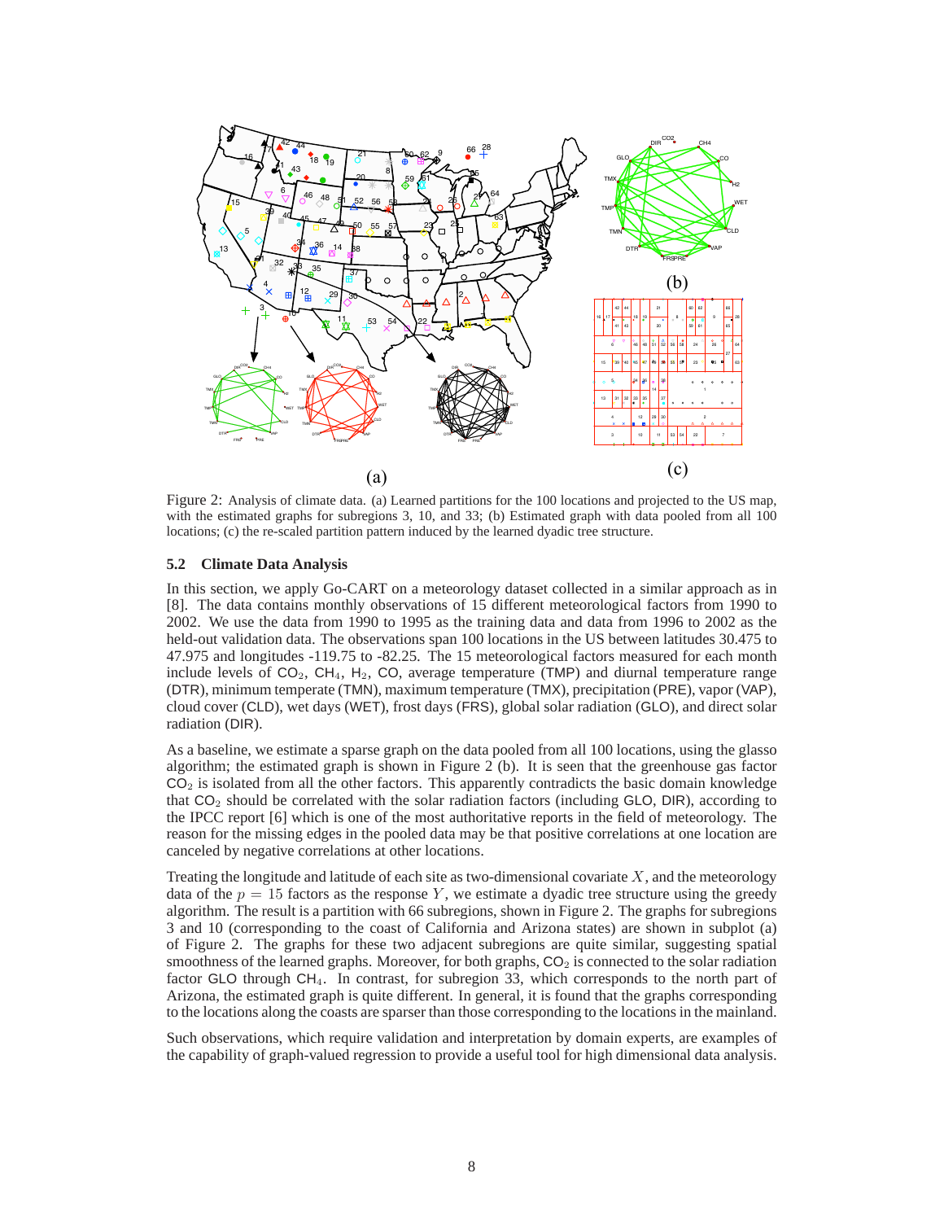Figure 2: Analysis of climate data. (a) Learned partitions for the 100 locations and projected to the US map, with the estimated graphs for subregions 3, 10, and 33; (b) Estimated graph with data pooled from all 100 locations; (c) the re-scaled partition pattern induced by the learned dyadic tree structure.

### 5.2 Climate Data Analysis

In this section, we apply Go-CART on a meteorology dataset collected in a similar approach as in [8]. The data contains monthly observations of 15 different meteorological factors from 1990 to 2002. We use the data from 1990 to 1995 as the training data and data from 1996 to 2002 as the held-out validation data. The observations span 100 locations in the US between latitudes 30.475 to 47.975 and longitudes -119.75 to -82.25. The 15 meteorological factors measured for each month include levels of $CO_2$, $CH_4$, $H_2$, CO, average temperature (TMP) and diurnal temperature range (DTR), minimum temperate (TMN), maximum temperature (TMX), precipitation (PRE), vapor (VAP), cloud cover (CLD), wet days (WET), frost days (FRS), global solar radiation (GLO), and direct solar radiation (DIR).

As a baseline, we estimate a sparse graph on the data pooled from all 100 locations, using the glasso algorithm; the estimated graph is shown in Figure 2 (b). It is seen that the greenhouse gas factor $CO_2$ is isolated from all the other factors. This apparently contradicts the basic domain knowledge that $CO_2$ should be correlated with the solar radiation factors (including GLO, DIR), according to the IPCC report [6] which is one of the most authoritative reports in the field of meteorology. The reason for the missing edges in the pooled data may be that positive correlations at one location are canceled by negative correlations at other locations.

Treating the longitude and latitude of each site as two-dimensional covariate $X$, and the meteorology data of the $p = 15$ factors as the response $Y$, we estimate a dyadic tree structure using the greedy algorithm. The result is a partition with 66 subregions, shown in Figure 2. The graphs for subregions 3 and 10 (corresponding to the coast of California and Arizona states) are shown in subplot (a) of Figure 2. The graphs for these two adjacent subregions are quite similar, suggesting spatial smoothness of the learned graphs. Moreover, for both graphs, $CO_2$ is connected to the solar radiation factor GLO through $CH_4$. In contrast, for subregion 33, which corresponds to the north part of Arizona, the estimated graph is quite different. In general, it is found that the graphs corresponding to the locations along the coasts are sparser than those corresponding to the locations in the mainland.

Such observations, which require validation and interpretation by domain experts, are examples of the capability of graph-valued regression to provide a useful tool for high dimensional data analysis.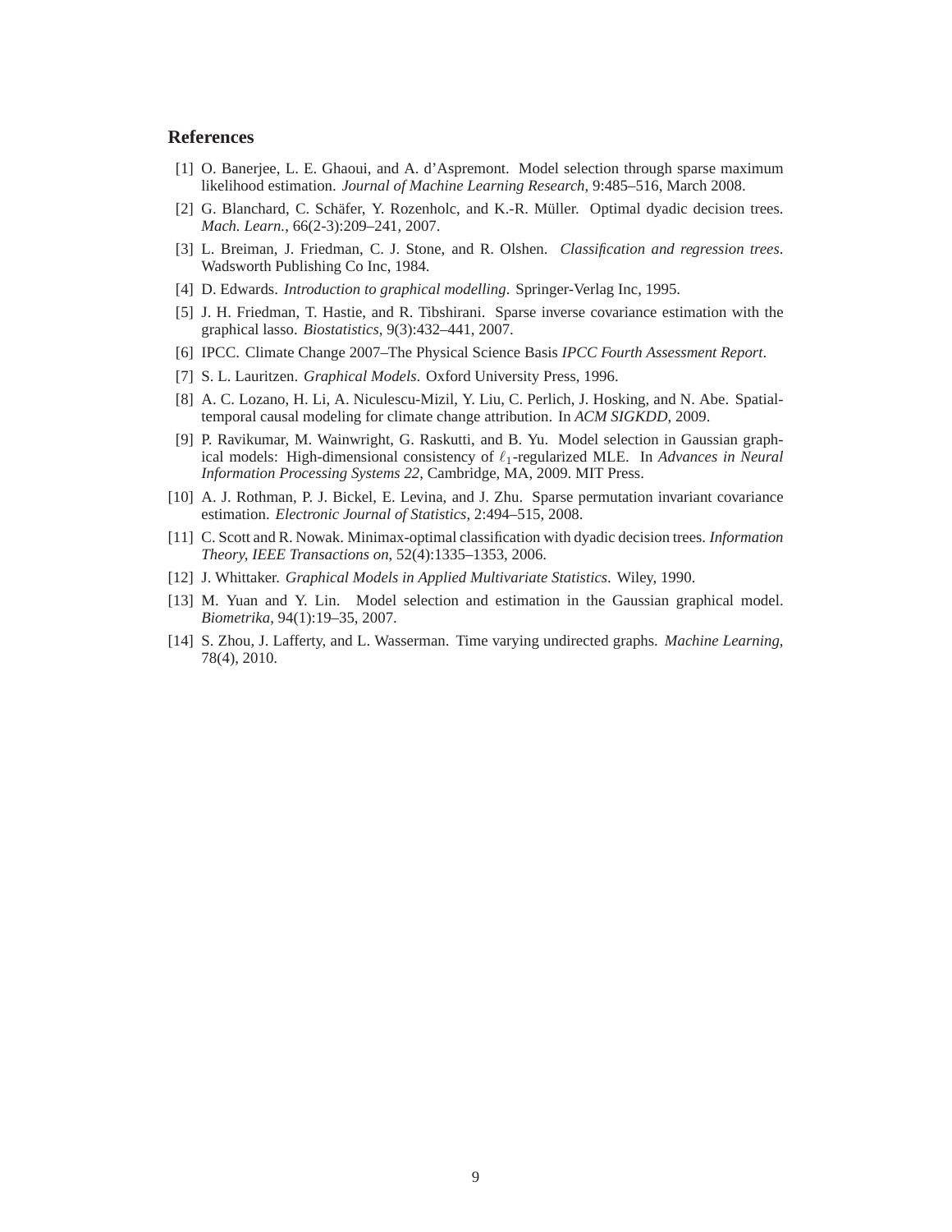## References

[1] O. Banerjee, L. E. Ghaoui, and A. d'Aspremont. Model selection through sparse maximum likelihood estimation. *Journal of Machine Learning Research*, 9:485–516, March 2008.

[2] G. Blanchard, C. Schäfer, Y. Rozenholc, and K.-R. Müller. Optimal dyadic decision trees. *Mach. Learn.*, 66(2-3):209–241, 2007.

[3] L. Breiman, J. Friedman, C. J. Stone, and R. Olshen. *Classification and regression trees*. Wadsworth Publishing Co Inc, 1984.

[4] D. Edwards. *Introduction to graphical modelling*. Springer-Verlag Inc, 1995.

[5] J. H. Friedman, T. Hastie, and R. Tibshirani. Sparse inverse covariance estimation with the graphical lasso. *Biostatistics*, 9(3):432–441, 2007.

[6] IPCC. Climate Change 2007–The Physical Science Basis *IPCC Fourth Assessment Report*.

[7] S. L. Lauritzen. *Graphical Models*. Oxford University Press, 1996.

[8] A. C. Lozano, H. Li, A. Niculescu-Mizil, Y. Liu, C. Perlich, J. Hosking, and N. Abe. Spatial-temporal causal modeling for climate change attribution. In *ACM SIGKDD*, 2009.

[9] P. Ravikumar, M. Wainwright, G. Raskutti, and B. Yu. Model selection in Gaussian graphical models: High-dimensional consistency of $\ell_1$-regularized MLE. In *Advances in Neural Information Processing Systems 22*, Cambridge, MA, 2009. MIT Press.

[10] A. J. Rothman, P. J. Bickel, E. Levina, and J. Zhu. Sparse permutation invariant covariance estimation. *Electronic Journal of Statistics*, 2:494–515, 2008.

[11] C. Scott and R. Nowak. Minimax-optimal classification with dyadic decision trees. *Information Theory, IEEE Transactions on*, 52(4):1335–1353, 2006.

[12] J. Whittaker. *Graphical Models in Applied Multivariate Statistics*. Wiley, 1990.

[13] M. Yuan and Y. Lin. Model selection and estimation in the Gaussian graphical model. *Biometrika*, 94(1):19–35, 2007.

[14] S. Zhou, J. Lafferty, and L. Wasserman. Time varying undirected graphs. *Machine Learning*, 78(4), 2010.